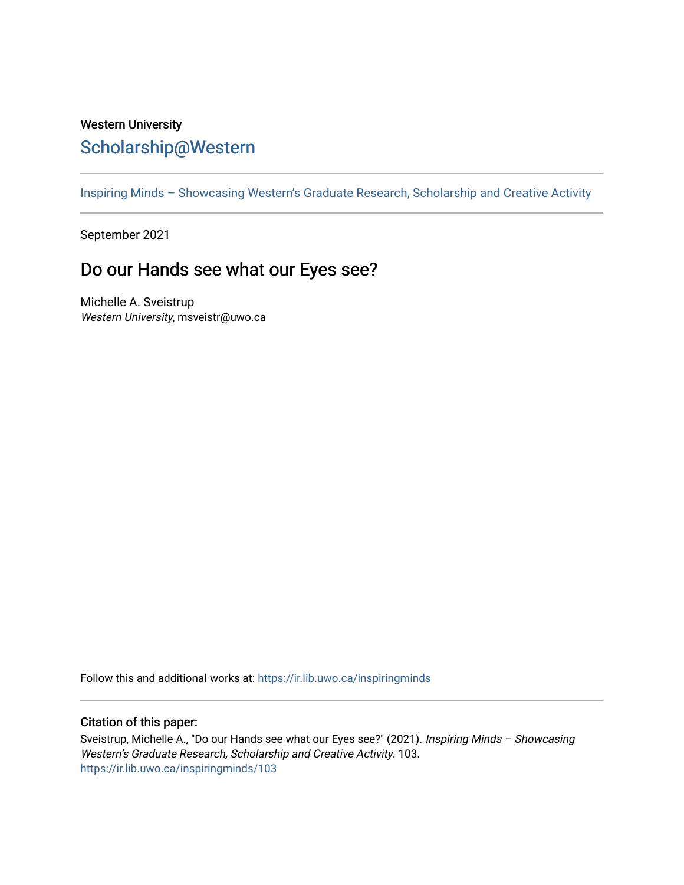Western University

# Scholarship@Western

Inspiring Minds – Showcasing Western's Graduate Research, Scholarship and Creative Activity

September 2021

## Do our Hands see what our Eyes see?

Michelle A. Sveistrup
*Western University*, msveistr@uwo.ca

Follow this and additional works at: https://ir.lib.uwo.ca/inspiringminds

### Citation of this paper:

Sveistrup, Michelle A., "Do our Hands see what our Eyes see?" (2021). *Inspiring Minds – Showcasing Western's Graduate Research, Scholarship and Creative Activity*. 103.
https://ir.lib.uwo.ca/inspiringminds/103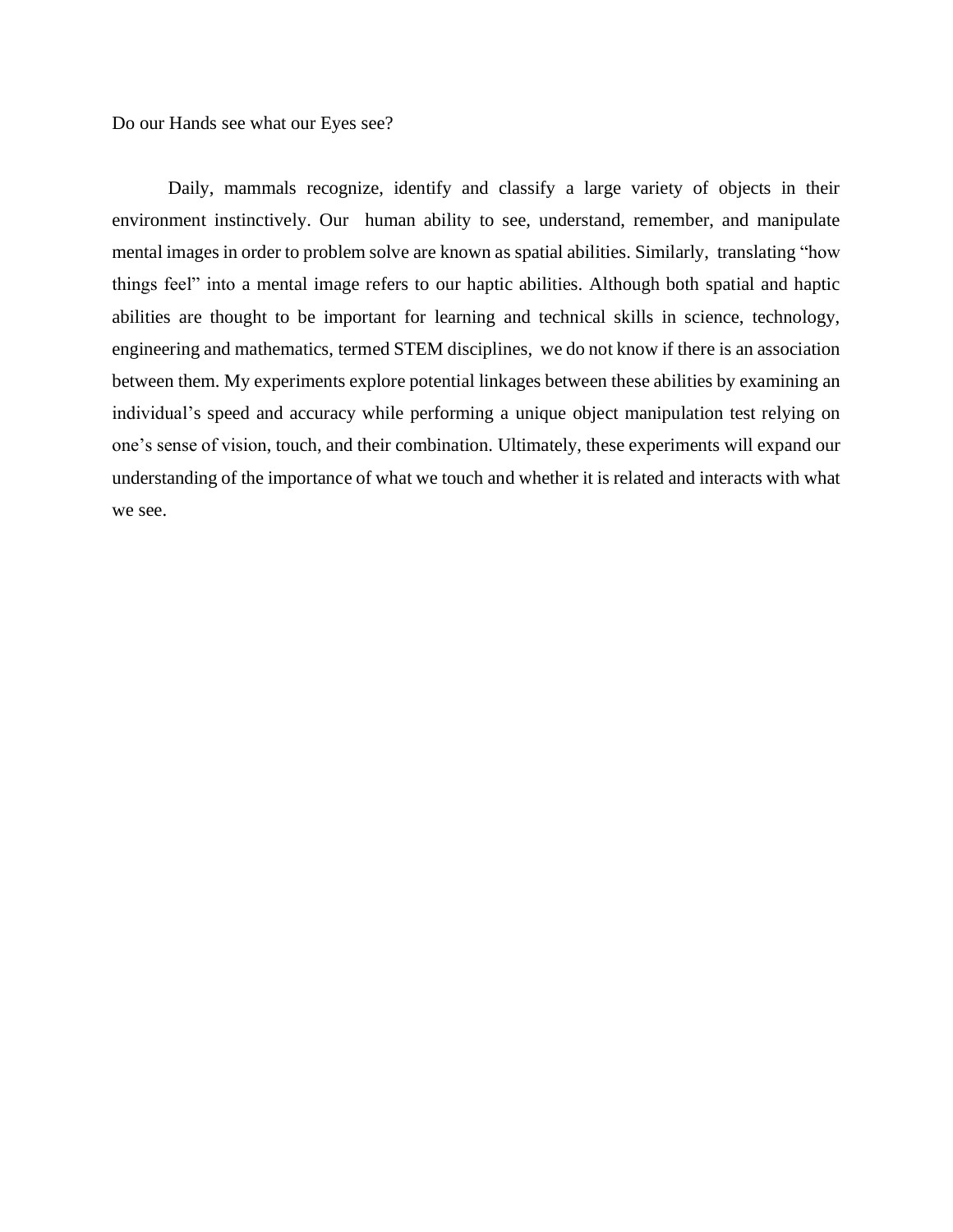Do our Hands see what our Eyes see?

Daily, mammals recognize, identify and classify a large variety of objects in their environment instinctively. Our human ability to see, understand, remember, and manipulate mental images in order to problem solve are known as spatial abilities. Similarly, translating "how things feel" into a mental image refers to our haptic abilities. Although both spatial and haptic abilities are thought to be important for learning and technical skills in science, technology, engineering and mathematics, termed STEM disciplines, we do not know if there is an association between them. My experiments explore potential linkages between these abilities by examining an individual's speed and accuracy while performing a unique object manipulation test relying on one's sense of vision, touch, and their combination. Ultimately, these experiments will expand our understanding of the importance of what we touch and whether it is related and interacts with what we see.